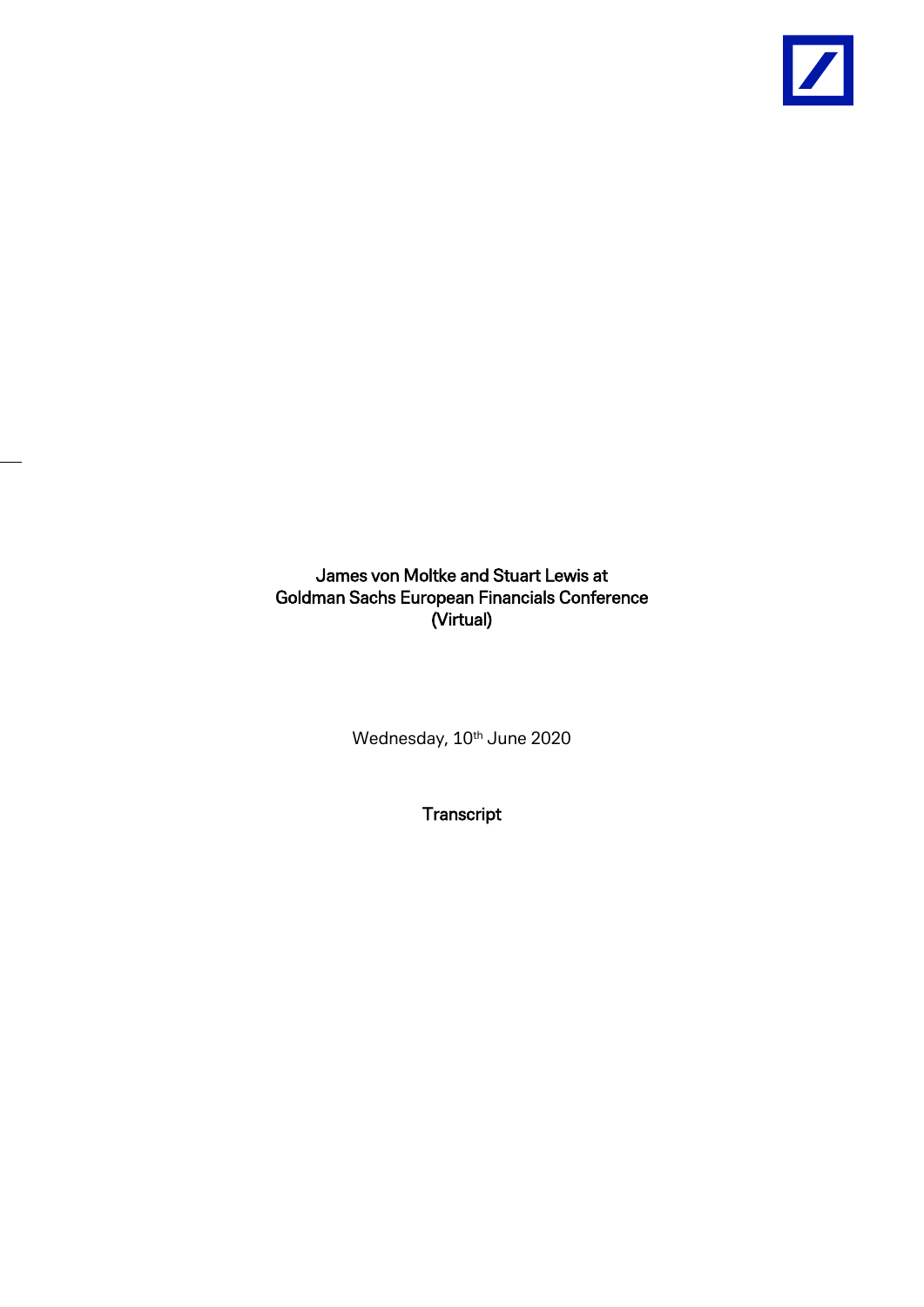# James von Moltke and Stuart Lewis at Goldman Sachs European Financials Conference (Virtual)

Wednesday, 10th June 2020

**Transcript**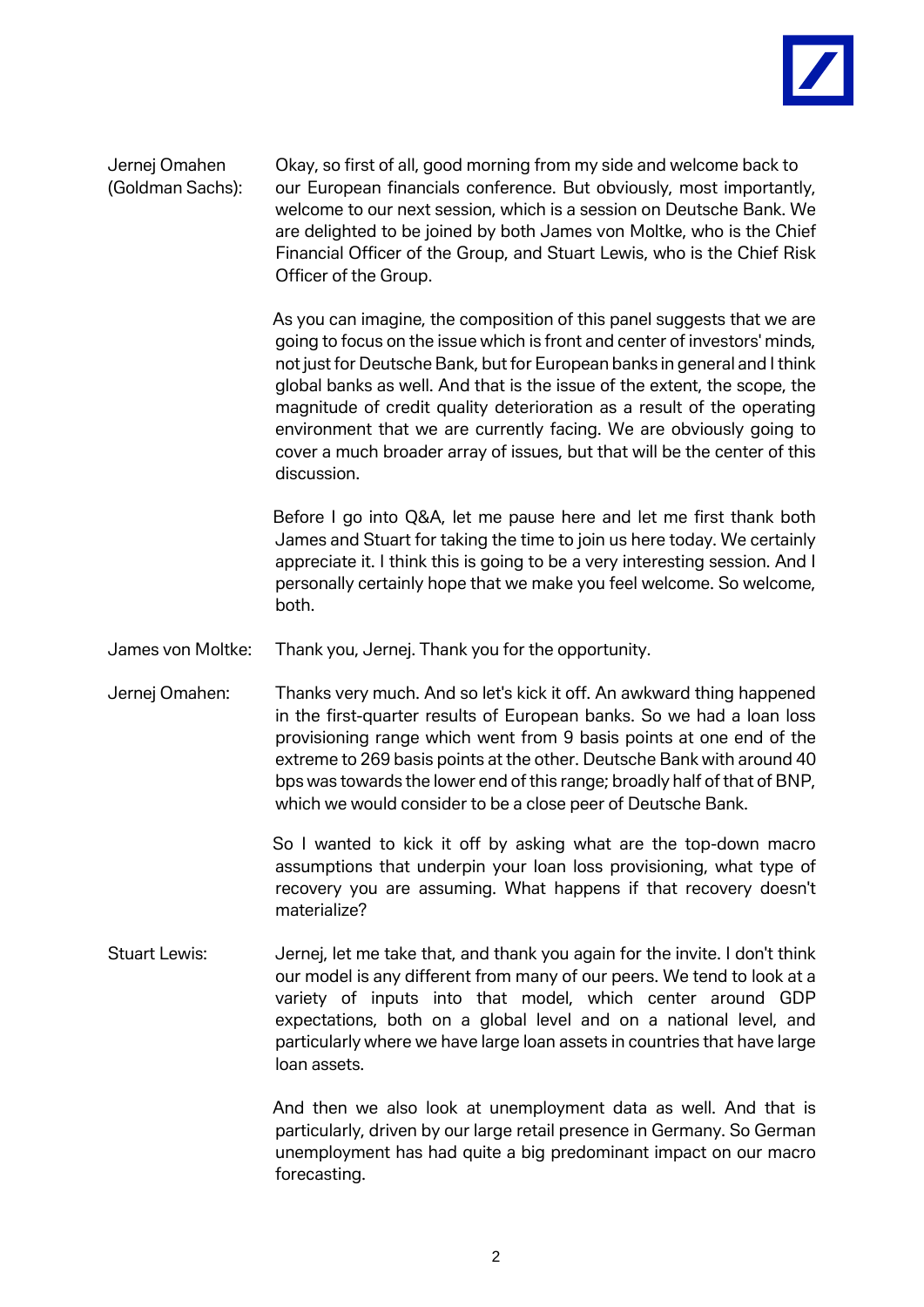**Jernej Omahen (Goldman Sachs):** Okay, so first of all, good morning from my side and welcome back to our European financials conference. But obviously, most importantly, welcome to our next session, which is a session on Deutsche Bank. We are delighted to be joined by both James von Moltke, who is the Chief Financial Officer of the Group, and Stuart Lewis, who is the Chief Risk Officer of the Group.

As you can imagine, the composition of this panel suggests that we are going to focus on the issue which is front and center of investors' minds, not just for Deutsche Bank, but for European banks in general and I think global banks as well. And that is the issue of the extent, the scope, the magnitude of credit quality deterioration as a result of the operating environment that we are currently facing. We are obviously going to cover a much broader array of issues, but that will be the center of this discussion.

Before I go into Q&A, let me pause here and let me first thank both James and Stuart for taking the time to join us here today. We certainly appreciate it. I think this is going to be a very interesting session. And I personally certainly hope that we make you feel welcome. So welcome, both.

**James von Moltke:** Thank you, Jernej. Thank you for the opportunity.

**Jernej Omahen:** Thanks very much. And so let's kick it off. An awkward thing happened in the first-quarter results of European banks. So we had a loan loss provisioning range which went from 9 basis points at one end of the extreme to 269 basis points at the other. Deutsche Bank with around 40 bps was towards the lower end of this range; broadly half of that of BNP, which we would consider to be a close peer of Deutsche Bank.

So I wanted to kick it off by asking what are the top-down macro assumptions that underpin your loan loss provisioning, what type of recovery you are assuming. What happens if that recovery doesn't materialize?

**Stuart Lewis:** Jernej, let me take that, and thank you again for the invite. I don't think our model is any different from many of our peers. We tend to look at a variety of inputs into that model, which center around GDP expectations, both on a global level and on a national level, and particularly where we have large loan assets in countries that have large loan assets.

And then we also look at unemployment data as well. And that is particularly, driven by our large retail presence in Germany. So German unemployment has had quite a big predominant impact on our macro forecasting.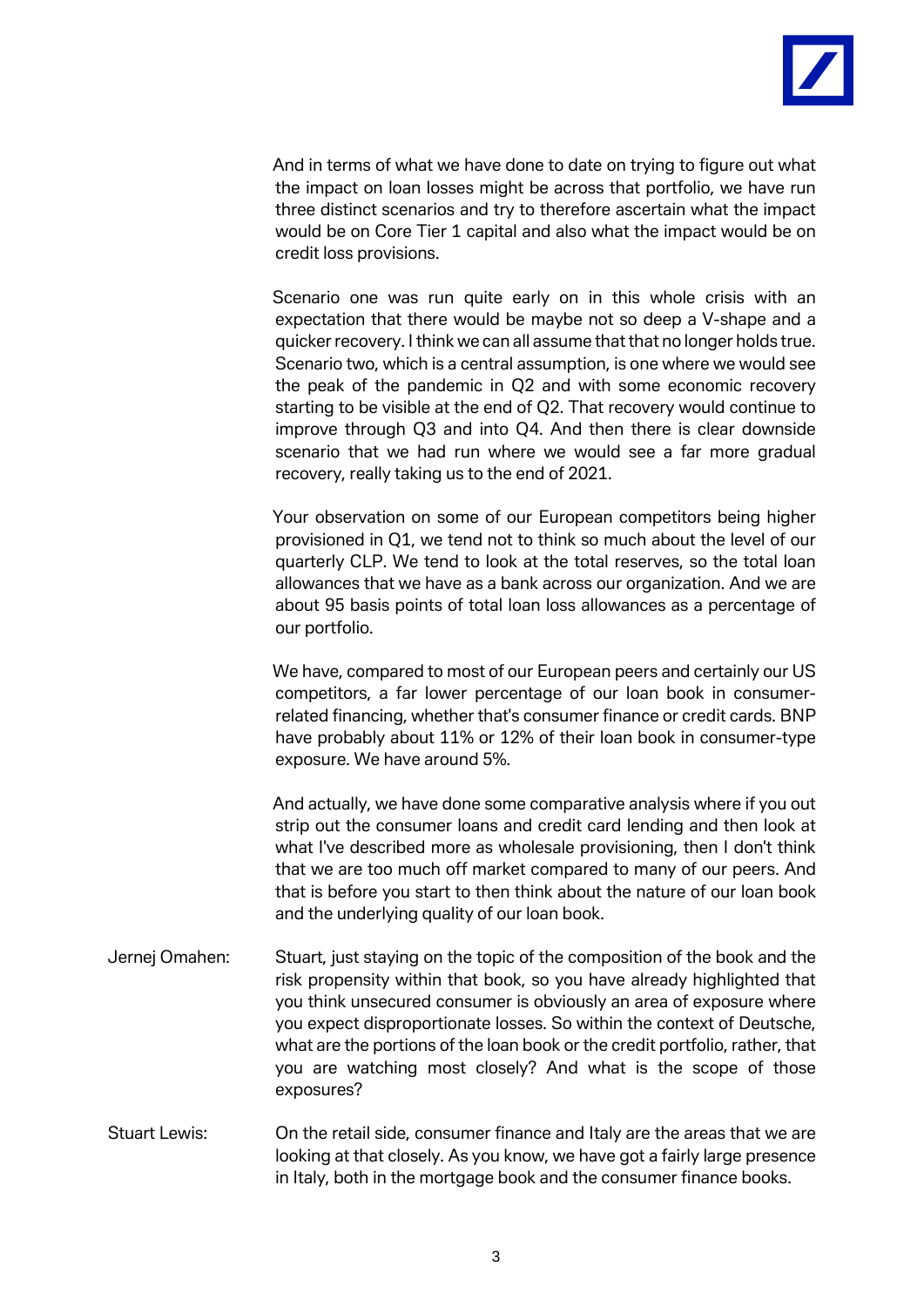And in terms of what we have done to date on trying to figure out what the impact on loan losses might be across that portfolio, we have run three distinct scenarios and try to therefore ascertain what the impact would be on Core Tier 1 capital and also what the impact would be on credit loss provisions.

Scenario one was run quite early on in this whole crisis with an expectation that there would be maybe not so deep a V-shape and a quicker recovery. I think we can all assume that that no longer holds true. Scenario two, which is a central assumption, is one where we would see the peak of the pandemic in Q2 and with some economic recovery starting to be visible at the end of Q2. That recovery would continue to improve through Q3 and into Q4. And then there is clear downside scenario that we had run where we would see a far more gradual recovery, really taking us to the end of 2021.

Your observation on some of our European competitors being higher provisioned in Q1, we tend not to think so much about the level of our quarterly CLP. We tend to look at the total reserves, so the total loan allowances that we have as a bank across our organization. And we are about 95 basis points of total loan loss allowances as a percentage of our portfolio.

We have, compared to most of our European peers and certainly our US competitors, a far lower percentage of our loan book in consumer-related financing, whether that's consumer finance or credit cards. BNP have probably about 11% or 12% of their loan book in consumer-type exposure. We have around 5%.

And actually, we have done some comparative analysis where if you out strip out the consumer loans and credit card lending and then look at what I've described more as wholesale provisioning, then I don't think that we are too much off market compared to many of our peers. And that is before you start to then think about the nature of our loan book and the underlying quality of our loan book.

Jernej Omahen: Stuart, just staying on the topic of the composition of the book and the risk propensity within that book, so you have already highlighted that you think unsecured consumer is obviously an area of exposure where you expect disproportionate losses. So within the context of Deutsche, what are the portions of the loan book or the credit portfolio, rather, that you are watching most closely? And what is the scope of those exposures?

Stuart Lewis: On the retail side, consumer finance and Italy are the areas that we are looking at that closely. As you know, we have got a fairly large presence in Italy, both in the mortgage book and the consumer finance books.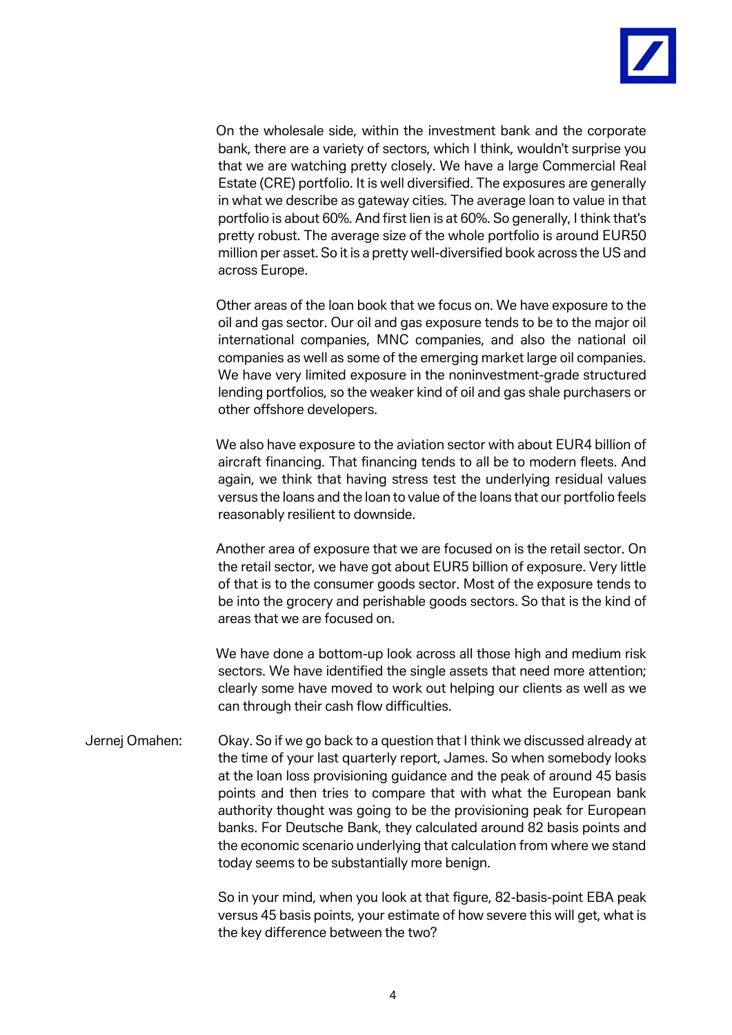On the wholesale side, within the investment bank and the corporate bank, there are a variety of sectors, which I think, wouldn't surprise you that we are watching pretty closely. We have a large Commercial Real Estate (CRE) portfolio. It is well diversified. The exposures are generally in what we describe as gateway cities. The average loan to value in that portfolio is about 60%. And first lien is at 60%. So generally, I think that's pretty robust. The average size of the whole portfolio is around EUR50 million per asset. So it is a pretty well-diversified book across the US and across Europe.

Other areas of the loan book that we focus on. We have exposure to the oil and gas sector. Our oil and gas exposure tends to be to the major oil international companies, MNC companies, and also the national oil companies as well as some of the emerging market large oil companies. We have very limited exposure in the noninvestment-grade structured lending portfolios, so the weaker kind of oil and gas shale purchasers or other offshore developers.

We also have exposure to the aviation sector with about EUR4 billion of aircraft financing. That financing tends to all be to modern fleets. And again, we think that having stress test the underlying residual values versus the loans and the loan to value of the loans that our portfolio feels reasonably resilient to downside.

Another area of exposure that we are focused on is the retail sector. On the retail sector, we have got about EUR5 billion of exposure. Very little of that is to the consumer goods sector. Most of the exposure tends to be into the grocery and perishable goods sectors. So that is the kind of areas that we are focused on.

We have done a bottom-up look across all those high and medium risk sectors. We have identified the single assets that need more attention; clearly some have moved to work out helping our clients as well as we can through their cash flow difficulties.

Jernej Omahen: Okay. So if we go back to a question that I think we discussed already at the time of your last quarterly report, James. So when somebody looks at the loan loss provisioning guidance and the peak of around 45 basis points and then tries to compare that with what the European bank authority thought was going to be the provisioning peak for European banks. For Deutsche Bank, they calculated around 82 basis points and the economic scenario underlying that calculation from where we stand today seems to be substantially more benign.

So in your mind, when you look at that figure, 82-basis-point EBA peak versus 45 basis points, your estimate of how severe this will get, what is the key difference between the two?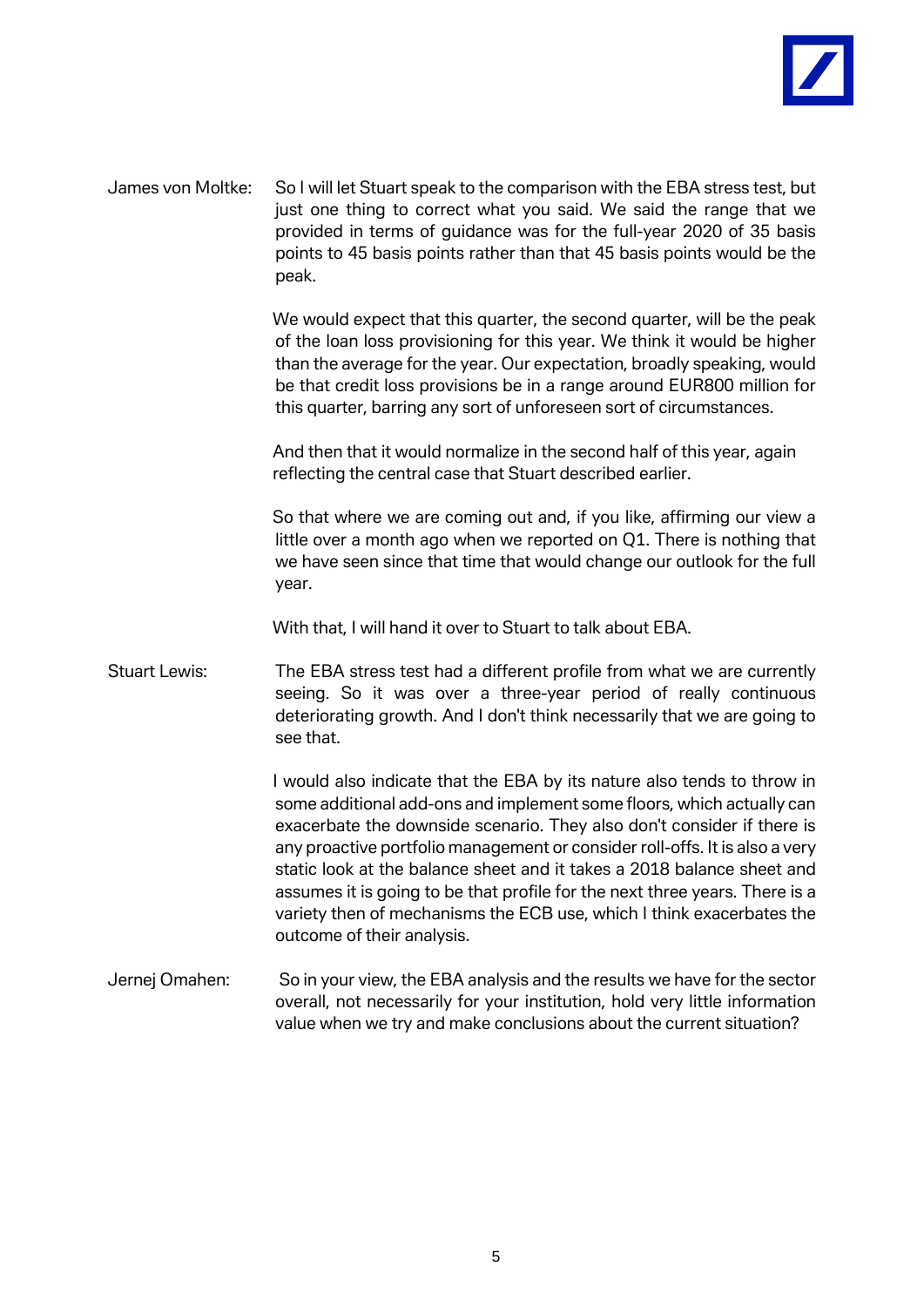James von Moltke: So I will let Stuart speak to the comparison with the EBA stress test, but just one thing to correct what you said. We said the range that we provided in terms of guidance was for the full-year 2020 of 35 basis points to 45 basis points rather than that 45 basis points would be the peak.

We would expect that this quarter, the second quarter, will be the peak of the loan loss provisioning for this year. We think it would be higher than the average for the year. Our expectation, broadly speaking, would be that credit loss provisions be in a range around EUR800 million for this quarter, barring any sort of unforeseen sort of circumstances.

And then that it would normalize in the second half of this year, again reflecting the central case that Stuart described earlier.

So that where we are coming out and, if you like, affirming our view a little over a month ago when we reported on Q1. There is nothing that we have seen since that time that would change our outlook for the full year.

With that, I will hand it over to Stuart to talk about EBA.

Stuart Lewis: The EBA stress test had a different profile from what we are currently seeing. So it was over a three-year period of really continuous deteriorating growth. And I don't think necessarily that we are going to see that.

I would also indicate that the EBA by its nature also tends to throw in some additional add-ons and implement some floors, which actually can exacerbate the downside scenario. They also don't consider if there is any proactive portfolio management or consider roll-offs. It is also a very static look at the balance sheet and it takes a 2018 balance sheet and assumes it is going to be that profile for the next three years. There is a variety then of mechanisms the ECB use, which I think exacerbates the outcome of their analysis.

Jernej Omahen: So in your view, the EBA analysis and the results we have for the sector overall, not necessarily for your institution, hold very little information value when we try and make conclusions about the current situation?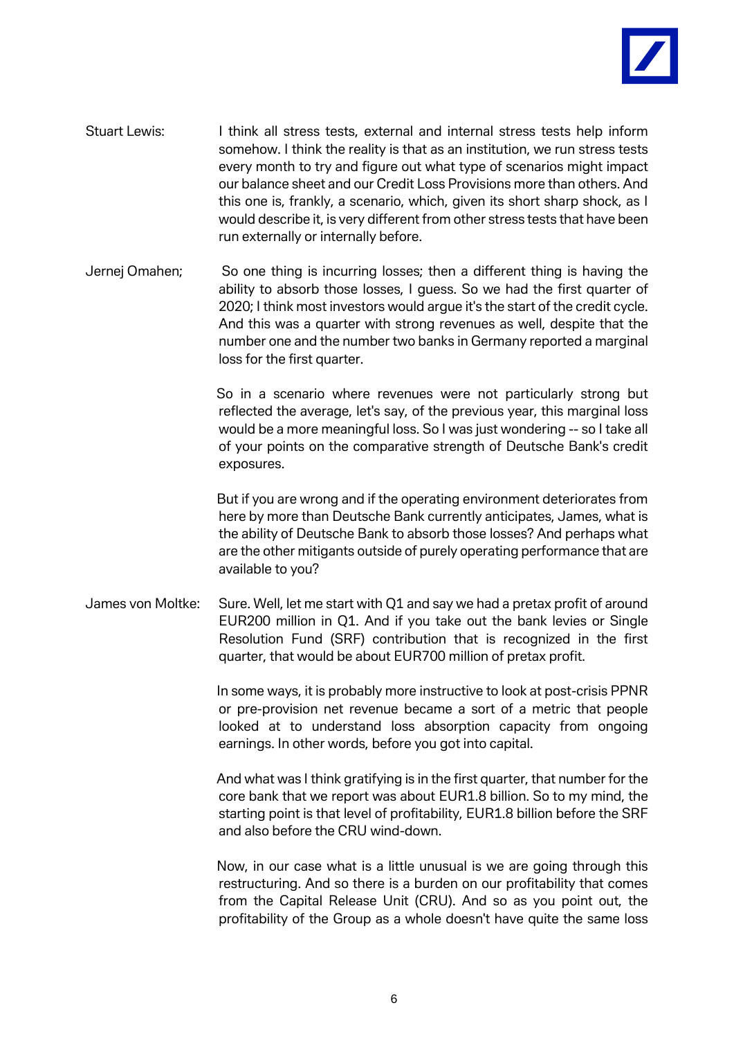Stuart Lewis: I think all stress tests, external and internal stress tests help inform somehow. I think the reality is that as an institution, we run stress tests every month to try and figure out what type of scenarios might impact our balance sheet and our Credit Loss Provisions more than others. And this one is, frankly, a scenario, which, given its short sharp shock, as I would describe it, is very different from other stress tests that have been run externally or internally before.

Jernej Omahen; So one thing is incurring losses; then a different thing is having the ability to absorb those losses, I guess. So we had the first quarter of 2020; I think most investors would argue it's the start of the credit cycle. And this was a quarter with strong revenues as well, despite that the number one and the number two banks in Germany reported a marginal loss for the first quarter.

So in a scenario where revenues were not particularly strong but reflected the average, let's say, of the previous year, this marginal loss would be a more meaningful loss. So I was just wondering -- so I take all of your points on the comparative strength of Deutsche Bank's credit exposures.

But if you are wrong and if the operating environment deteriorates from here by more than Deutsche Bank currently anticipates, James, what is the ability of Deutsche Bank to absorb those losses? And perhaps what are the other mitigants outside of purely operating performance that are available to you?

James von Moltke: Sure. Well, let me start with Q1 and say we had a pretax profit of around EUR200 million in Q1. And if you take out the bank levies or Single Resolution Fund (SRF) contribution that is recognized in the first quarter, that would be about EUR700 million of pretax profit.

In some ways, it is probably more instructive to look at post-crisis PPNR or pre-provision net revenue became a sort of a metric that people looked at to understand loss absorption capacity from ongoing earnings. In other words, before you got into capital.

And what was I think gratifying is in the first quarter, that number for the core bank that we report was about EUR1.8 billion. So to my mind, the starting point is that level of profitability, EUR1.8 billion before the SRF and also before the CRU wind-down.

Now, in our case what is a little unusual is we are going through this restructuring. And so there is a burden on our profitability that comes from the Capital Release Unit (CRU). And so as you point out, the profitability of the Group as a whole doesn't have quite the same loss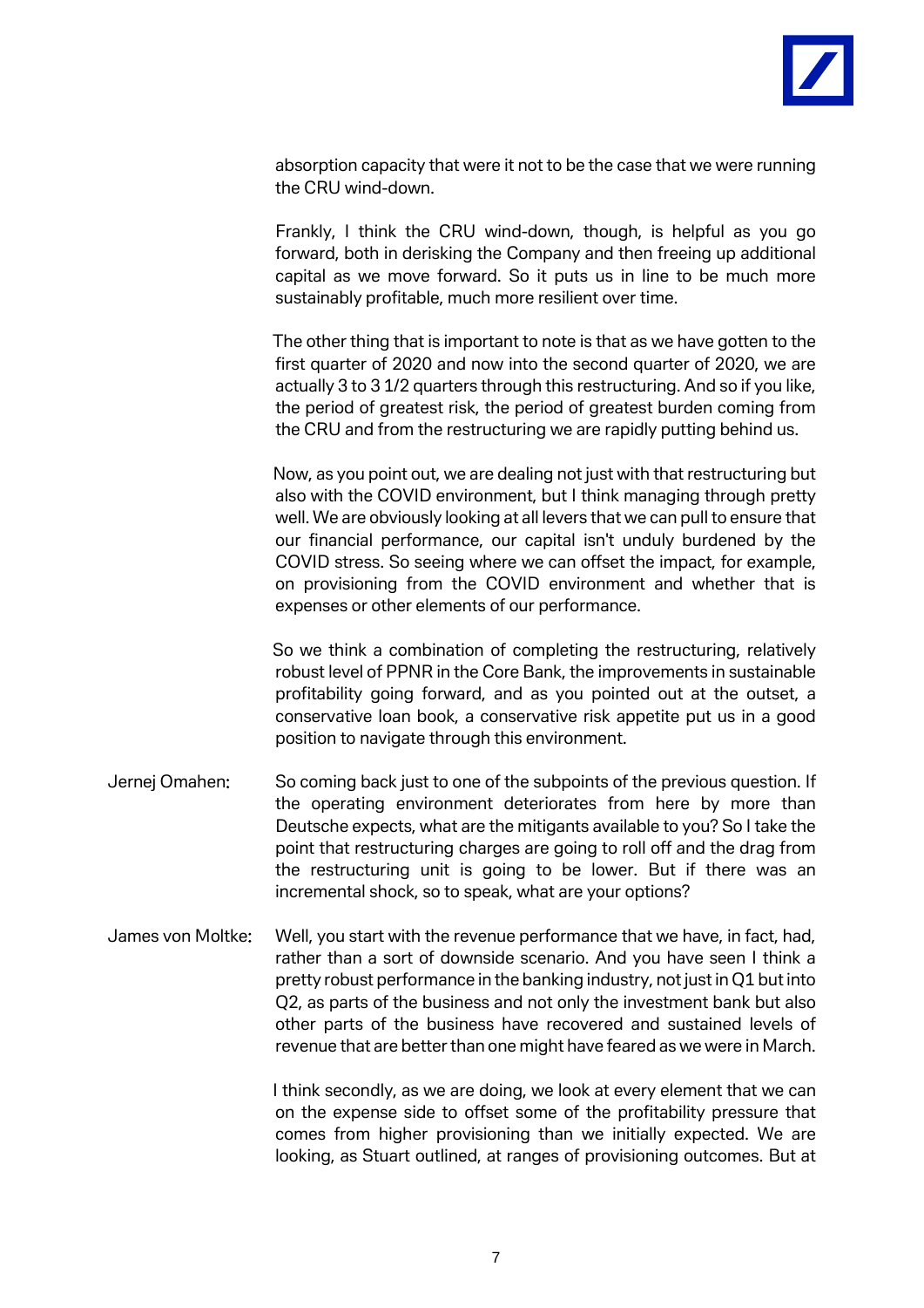absorption capacity that were it not to be the case that we were running the CRU wind-down.

Frankly, I think the CRU wind-down, though, is helpful as you go forward, both in derisking the Company and then freeing up additional capital as we move forward. So it puts us in line to be much more sustainably profitable, much more resilient over time.

The other thing that is important to note is that as we have gotten to the first quarter of 2020 and now into the second quarter of 2020, we are actually 3 to 3 1/2 quarters through this restructuring. And so if you like, the period of greatest risk, the period of greatest burden coming from the CRU and from the restructuring we are rapidly putting behind us.

Now, as you point out, we are dealing not just with that restructuring but also with the COVID environment, but I think managing through pretty well. We are obviously looking at all levers that we can pull to ensure that our financial performance, our capital isn't unduly burdened by the COVID stress. So seeing where we can offset the impact, for example, on provisioning from the COVID environment and whether that is expenses or other elements of our performance.

So we think a combination of completing the restructuring, relatively robust level of PPNR in the Core Bank, the improvements in sustainable profitability going forward, and as you pointed out at the outset, a conservative loan book, a conservative risk appetite put us in a good position to navigate through this environment.

**Jernej Omahen:** So coming back just to one of the subpoints of the previous question. If the operating environment deteriorates from here by more than Deutsche expects, what are the mitigants available to you? So I take the point that restructuring charges are going to roll off and the drag from the restructuring unit is going to be lower. But if there was an incremental shock, so to speak, what are your options?

**James von Moltke:** Well, you start with the revenue performance that we have, in fact, had, rather than a sort of downside scenario. And you have seen I think a pretty robust performance in the banking industry, not just in Q1 but into Q2, as parts of the business and not only the investment bank but also other parts of the business have recovered and sustained levels of revenue that are better than one might have feared as we were in March.

I think secondly, as we are doing, we look at every element that we can on the expense side to offset some of the profitability pressure that comes from higher provisioning than we initially expected. We are looking, as Stuart outlined, at ranges of provisioning outcomes. But at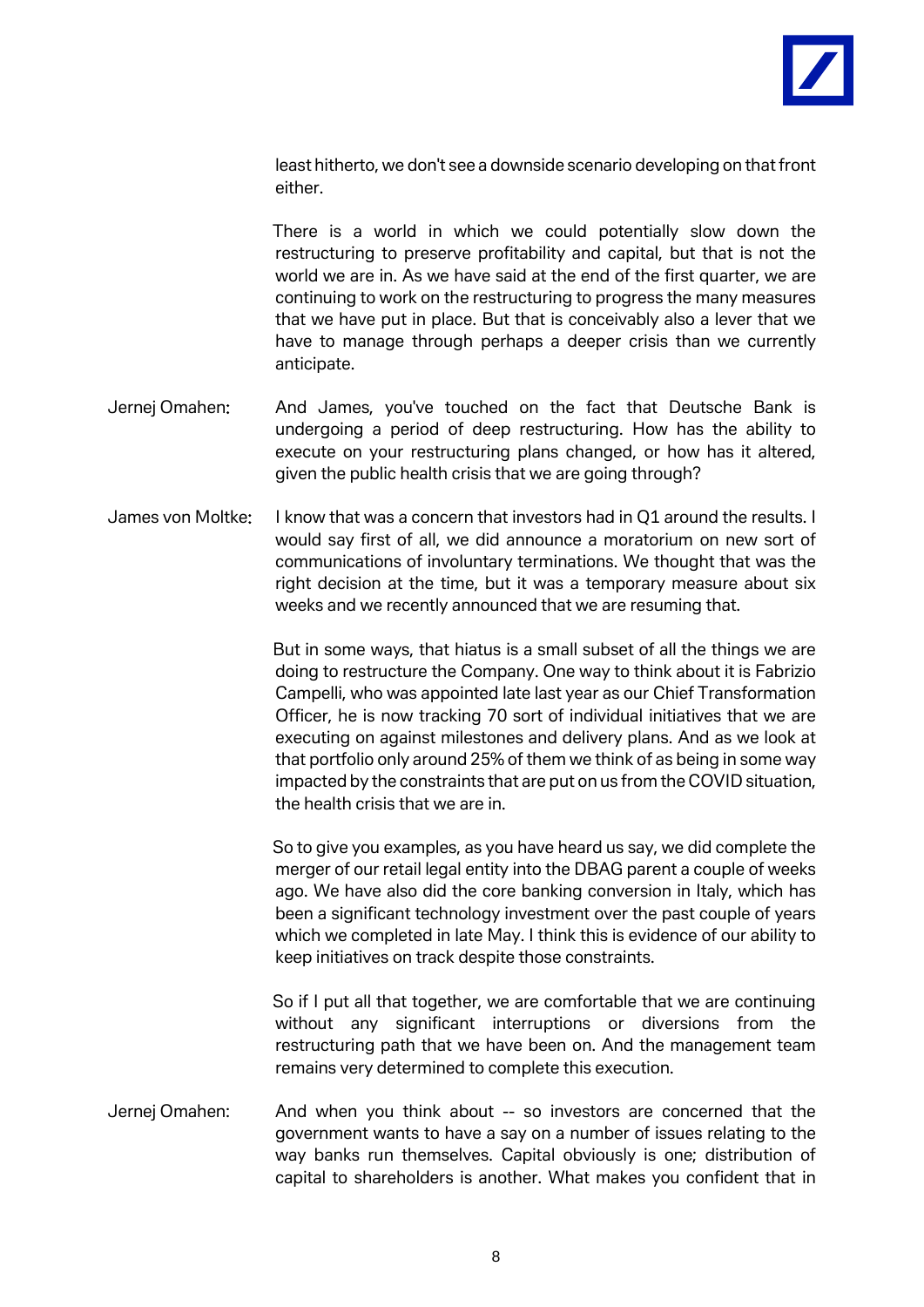least hitherto, we don't see a downside scenario developing on that front either.

There is a world in which we could potentially slow down the restructuring to preserve profitability and capital, but that is not the world we are in. As we have said at the end of the first quarter, we are continuing to work on the restructuring to progress the many measures that we have put in place. But that is conceivably also a lever that we have to manage through perhaps a deeper crisis than we currently anticipate.

**Jernej Omahen:** And James, you've touched on the fact that Deutsche Bank is undergoing a period of deep restructuring. How has the ability to execute on your restructuring plans changed, or how has it altered, given the public health crisis that we are going through?

**James von Moltke:** I know that was a concern that investors had in Q1 around the results. I would say first of all, we did announce a moratorium on new sort of communications of involuntary terminations. We thought that was the right decision at the time, but it was a temporary measure about six weeks and we recently announced that we are resuming that.

But in some ways, that hiatus is a small subset of all the things we are doing to restructure the Company. One way to think about it is Fabrizio Campelli, who was appointed late last year as our Chief Transformation Officer, he is now tracking 70 sort of individual initiatives that we are executing on against milestones and delivery plans. And as we look at that portfolio only around 25% of them we think of as being in some way impacted by the constraints that are put on us from the COVID situation, the health crisis that we are in.

So to give you examples, as you have heard us say, we did complete the merger of our retail legal entity into the DBAG parent a couple of weeks ago. We have also did the core banking conversion in Italy, which has been a significant technology investment over the past couple of years which we completed in late May. I think this is evidence of our ability to keep initiatives on track despite those constraints.

So if I put all that together, we are comfortable that we are continuing without any significant interruptions or diversions from the restructuring path that we have been on. And the management team remains very determined to complete this execution.

**Jernej Omahen:** And when you think about -- so investors are concerned that the government wants to have a say on a number of issues relating to the way banks run themselves. Capital obviously is one; distribution of capital to shareholders is another. What makes you confident that in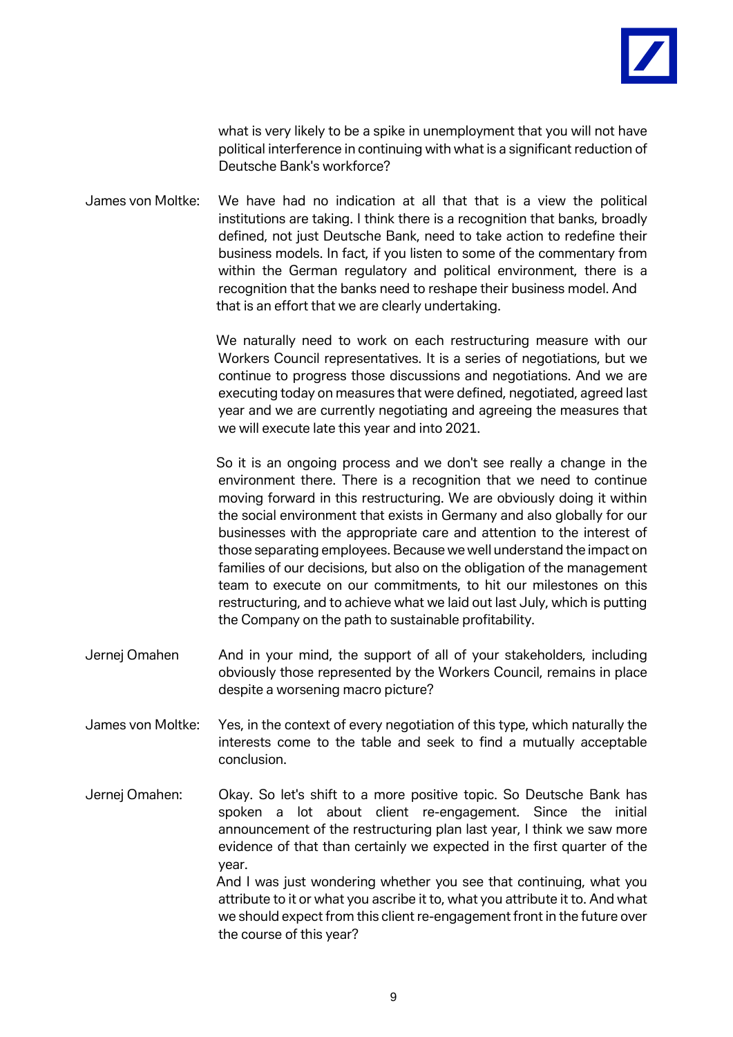what is very likely to be a spike in unemployment that you will not have political interference in continuing with what is a significant reduction of Deutsche Bank's workforce?

James von Moltke: We have had no indication at all that that is a view the political institutions are taking. I think there is a recognition that banks, broadly defined, not just Deutsche Bank, need to take action to redefine their business models. In fact, if you listen to some of the commentary from within the German regulatory and political environment, there is a recognition that the banks need to reshape their business model. And that is an effort that we are clearly undertaking.

We naturally need to work on each restructuring measure with our Workers Council representatives. It is a series of negotiations, but we continue to progress those discussions and negotiations. And we are executing today on measures that were defined, negotiated, agreed last year and we are currently negotiating and agreeing the measures that we will execute late this year and into 2021.

So it is an ongoing process and we don't see really a change in the environment there. There is a recognition that we need to continue moving forward in this restructuring. We are obviously doing it within the social environment that exists in Germany and also globally for our businesses with the appropriate care and attention to the interest of those separating employees. Because we well understand the impact on families of our decisions, but also on the obligation of the management team to execute on our commitments, to hit our milestones on this restructuring, and to achieve what we laid out last July, which is putting the Company on the path to sustainable profitability.

Jernej Omahen: And in your mind, the support of all of your stakeholders, including obviously those represented by the Workers Council, remains in place despite a worsening macro picture?

James von Moltke: Yes, in the context of every negotiation of this type, which naturally the interests come to the table and seek to find a mutually acceptable conclusion.

Jernej Omahen: Okay. So let's shift to a more positive topic. So Deutsche Bank has spoken a lot about client re-engagement. Since the initial announcement of the restructuring plan last year, I think we saw more evidence of that than certainly we expected in the first quarter of the year.

And I was just wondering whether you see that continuing, what you attribute to it or what you ascribe it to, what you attribute it to. And what we should expect from this client re-engagement front in the future over the course of this year?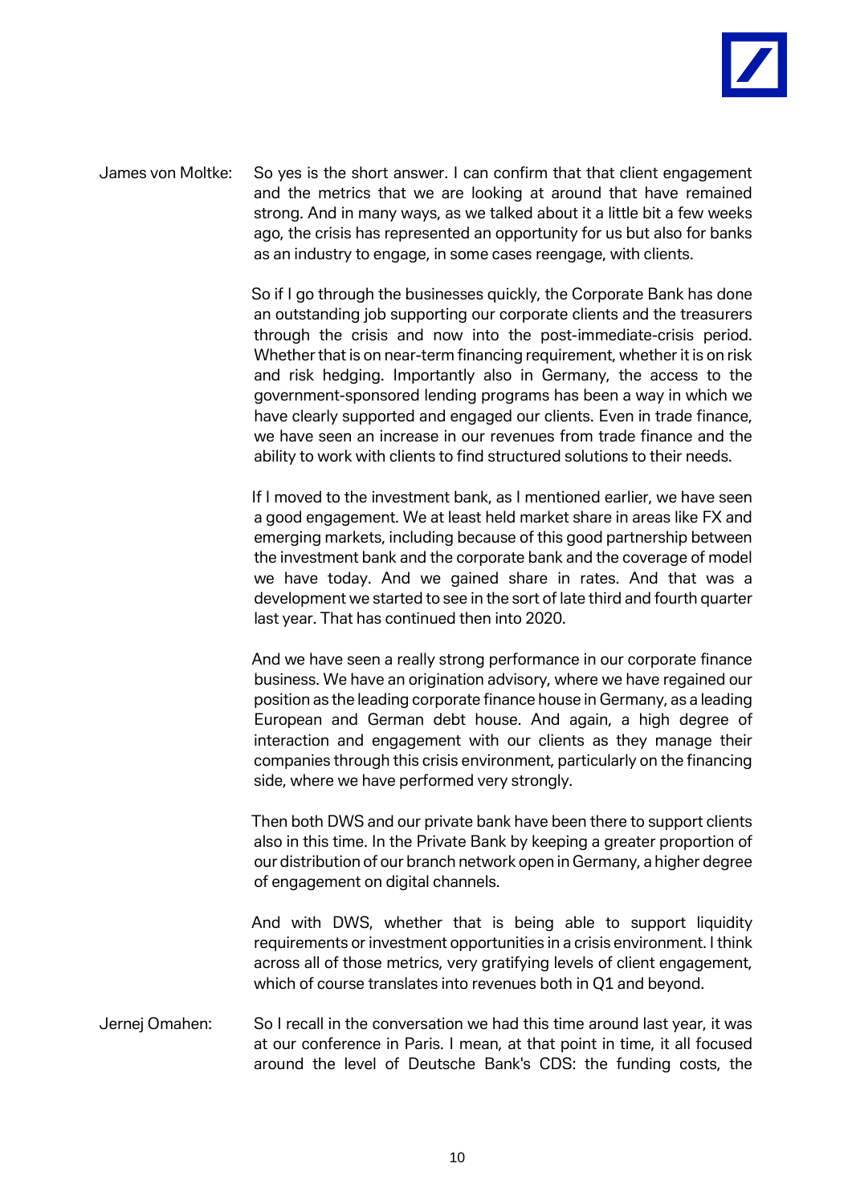James von Moltke: So yes is the short answer. I can confirm that that client engagement and the metrics that we are looking at around that have remained strong. And in many ways, as we talked about it a little bit a few weeks ago, the crisis has represented an opportunity for us but also for banks as an industry to engage, in some cases reengage, with clients.

So if I go through the businesses quickly, the Corporate Bank has done an outstanding job supporting our corporate clients and the treasurers through the crisis and now into the post-immediate-crisis period. Whether that is on near-term financing requirement, whether it is on risk and risk hedging. Importantly also in Germany, the access to the government-sponsored lending programs has been a way in which we have clearly supported and engaged our clients. Even in trade finance, we have seen an increase in our revenues from trade finance and the ability to work with clients to find structured solutions to their needs.

If I moved to the investment bank, as I mentioned earlier, we have seen a good engagement. We at least held market share in areas like FX and emerging markets, including because of this good partnership between the investment bank and the corporate bank and the coverage of model we have today. And we gained share in rates. And that was a development we started to see in the sort of late third and fourth quarter last year. That has continued then into 2020.

And we have seen a really strong performance in our corporate finance business. We have an origination advisory, where we have regained our position as the leading corporate finance house in Germany, as a leading European and German debt house. And again, a high degree of interaction and engagement with our clients as they manage their companies through this crisis environment, particularly on the financing side, where we have performed very strongly.

Then both DWS and our private bank have been there to support clients also in this time. In the Private Bank by keeping a greater proportion of our distribution of our branch network open in Germany, a higher degree of engagement on digital channels.

And with DWS, whether that is being able to support liquidity requirements or investment opportunities in a crisis environment. I think across all of those metrics, very gratifying levels of client engagement, which of course translates into revenues both in Q1 and beyond.

Jernej Omahen: So I recall in the conversation we had this time around last year, it was at our conference in Paris. I mean, at that point in time, it all focused around the level of Deutsche Bank's CDS: the funding costs, the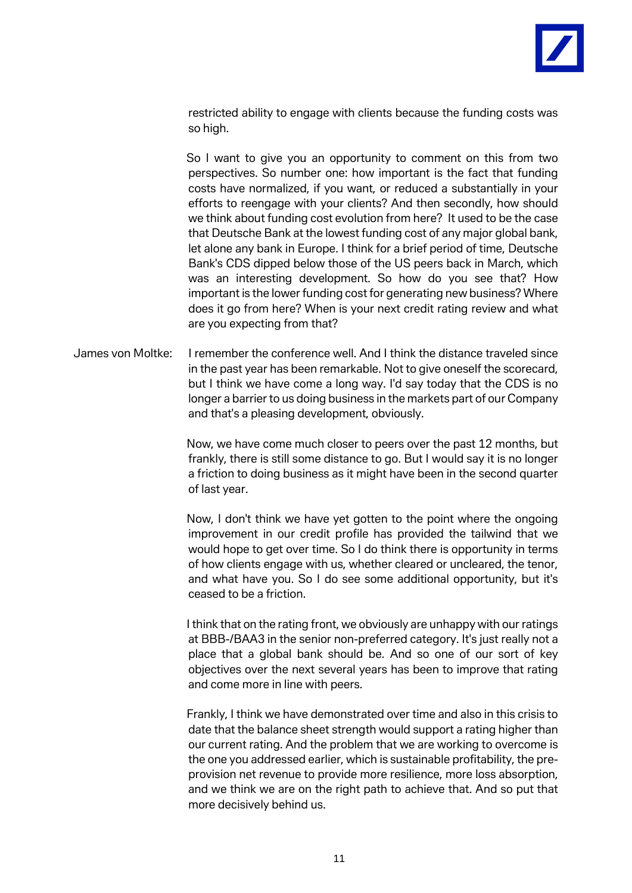restricted ability to engage with clients because the funding costs was so high.

So I want to give you an opportunity to comment on this from two perspectives. So number one: how important is the fact that funding costs have normalized, if you want, or reduced a substantially in your efforts to reengage with your clients? And then secondly, how should we think about funding cost evolution from here? It used to be the case that Deutsche Bank at the lowest funding cost of any major global bank, let alone any bank in Europe. I think for a brief period of time, Deutsche Bank's CDS dipped below those of the US peers back in March, which was an interesting development. So how do you see that? How important is the lower funding cost for generating new business? Where does it go from here? When is your next credit rating review and what are you expecting from that?

James von Moltke: I remember the conference well. And I think the distance traveled since in the past year has been remarkable. Not to give oneself the scorecard, but I think we have come a long way. I'd say today that the CDS is no longer a barrier to us doing business in the markets part of our Company and that's a pleasing development, obviously.

Now, we have come much closer to peers over the past 12 months, but frankly, there is still some distance to go. But I would say it is no longer a friction to doing business as it might have been in the second quarter of last year.

Now, I don't think we have yet gotten to the point where the ongoing improvement in our credit profile has provided the tailwind that we would hope to get over time. So I do think there is opportunity in terms of how clients engage with us, whether cleared or uncleared, the tenor, and what have you. So I do see some additional opportunity, but it's ceased to be a friction.

I think that on the rating front, we obviously are unhappy with our ratings at BBB-/BAA3 in the senior non-preferred category. It's just really not a place that a global bank should be. And so one of our sort of key objectives over the next several years has been to improve that rating and come more in line with peers.

Frankly, I think we have demonstrated over time and also in this crisis to date that the balance sheet strength would support a rating higher than our current rating. And the problem that we are working to overcome is the one you addressed earlier, which is sustainable profitability, the pre-provision net revenue to provide more resilience, more loss absorption, and we think we are on the right path to achieve that. And so put that more decisively behind us.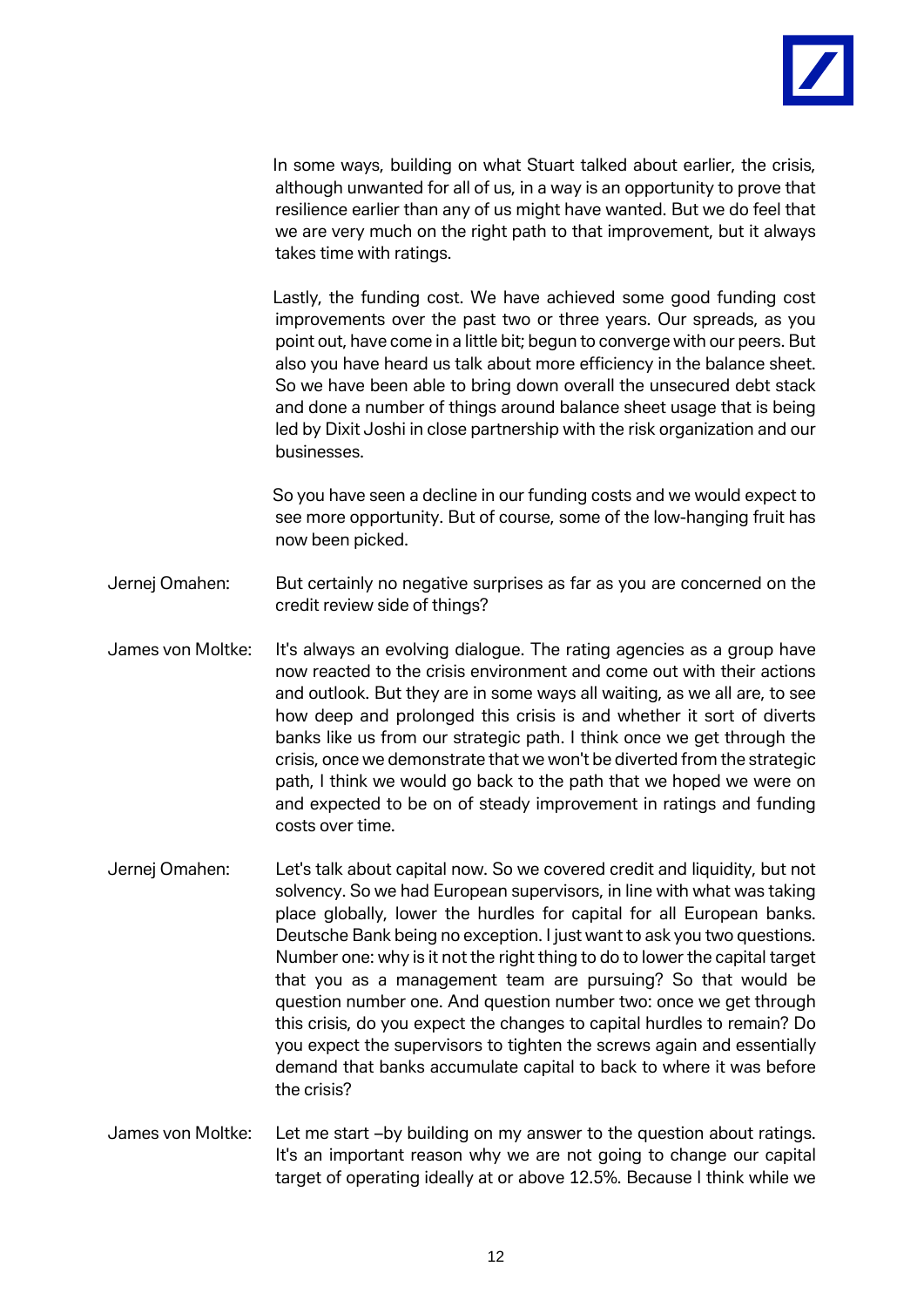In some ways, building on what Stuart talked about earlier, the crisis, although unwanted for all of us, in a way is an opportunity to prove that resilience earlier than any of us might have wanted. But we do feel that we are very much on the right path to that improvement, but it always takes time with ratings.

Lastly, the funding cost. We have achieved some good funding cost improvements over the past two or three years. Our spreads, as you point out, have come in a little bit; begun to converge with our peers. But also you have heard us talk about more efficiency in the balance sheet. So we have been able to bring down overall the unsecured debt stack and done a number of things around balance sheet usage that is being led by Dixit Joshi in close partnership with the risk organization and our businesses.

So you have seen a decline in our funding costs and we would expect to see more opportunity. But of course, some of the low-hanging fruit has now been picked.

Jernej Omahen: But certainly no negative surprises as far as you are concerned on the credit review side of things?

James von Moltke: It's always an evolving dialogue. The rating agencies as a group have now reacted to the crisis environment and come out with their actions and outlook. But they are in some ways all waiting, as we all are, to see how deep and prolonged this crisis is and whether it sort of diverts banks like us from our strategic path. I think once we get through the crisis, once we demonstrate that we won't be diverted from the strategic path, I think we would go back to the path that we hoped we were on and expected to be on of steady improvement in ratings and funding costs over time.

Jernej Omahen: Let's talk about capital now. So we covered credit and liquidity, but not solvency. So we had European supervisors, in line with what was taking place globally, lower the hurdles for capital for all European banks. Deutsche Bank being no exception. I just want to ask you two questions. Number one: why is it not the right thing to do to lower the capital target that you as a management team are pursuing? So that would be question number one. And question number two: once we get through this crisis, do you expect the changes to capital hurdles to remain? Do you expect the supervisors to tighten the screws again and essentially demand that banks accumulate capital to back to where it was before the crisis?

James von Moltke: Let me start –by building on my answer to the question about ratings. It's an important reason why we are not going to change our capital target of operating ideally at or above 12.5%. Because I think while we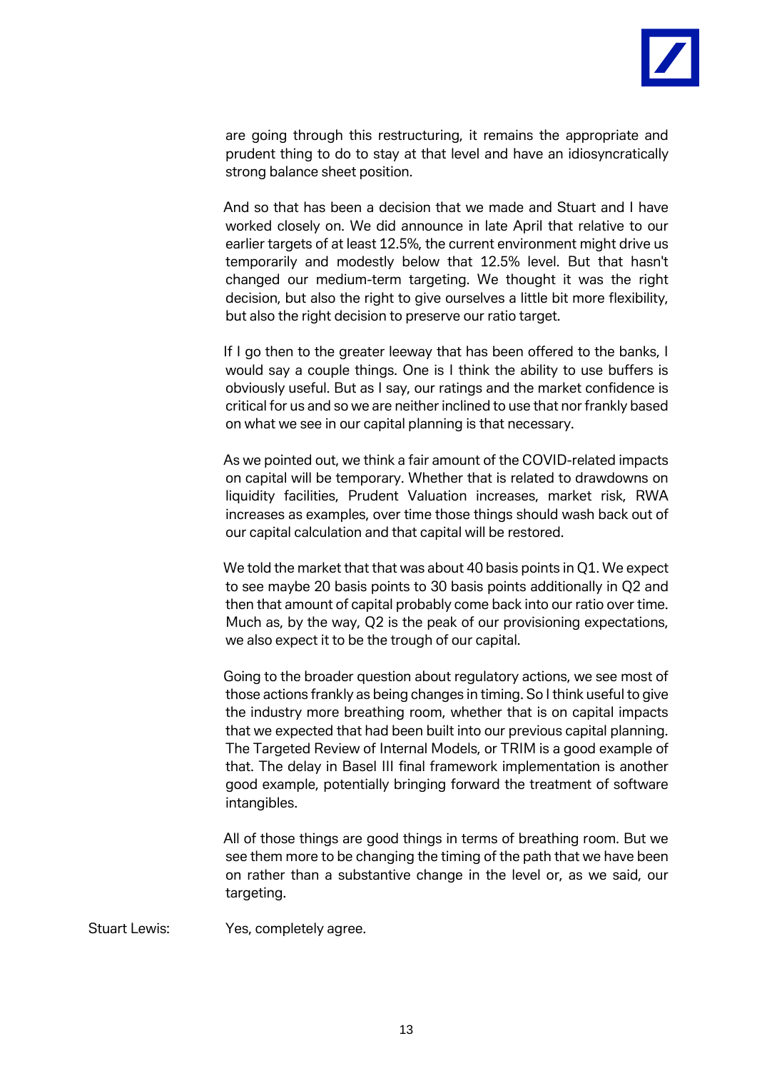are going through this restructuring, it remains the appropriate and prudent thing to do to stay at that level and have an idiosyncratically strong balance sheet position.

And so that has been a decision that we made and Stuart and I have worked closely on. We did announce in late April that relative to our earlier targets of at least 12.5%, the current environment might drive us temporarily and modestly below that 12.5% level. But that hasn't changed our medium-term targeting. We thought it was the right decision, but also the right to give ourselves a little bit more flexibility, but also the right decision to preserve our ratio target.

If I go then to the greater leeway that has been offered to the banks, I would say a couple things. One is I think the ability to use buffers is obviously useful. But as I say, our ratings and the market confidence is critical for us and so we are neither inclined to use that nor frankly based on what we see in our capital planning is that necessary.

As we pointed out, we think a fair amount of the COVID-related impacts on capital will be temporary. Whether that is related to drawdowns on liquidity facilities, Prudent Valuation increases, market risk, RWA increases as examples, over time those things should wash back out of our capital calculation and that capital will be restored.

We told the market that that was about 40 basis points in Q1. We expect to see maybe 20 basis points to 30 basis points additionally in Q2 and then that amount of capital probably come back into our ratio over time. Much as, by the way, Q2 is the peak of our provisioning expectations, we also expect it to be the trough of our capital.

Going to the broader question about regulatory actions, we see most of those actions frankly as being changes in timing. So I think useful to give the industry more breathing room, whether that is on capital impacts that we expected that had been built into our previous capital planning. The Targeted Review of Internal Models, or TRIM is a good example of that. The delay in Basel III final framework implementation is another good example, potentially bringing forward the treatment of software intangibles.

All of those things are good things in terms of breathing room. But we see them more to be changing the timing of the path that we have been on rather than a substantive change in the level or, as we said, our targeting.

Stuart Lewis: Yes, completely agree.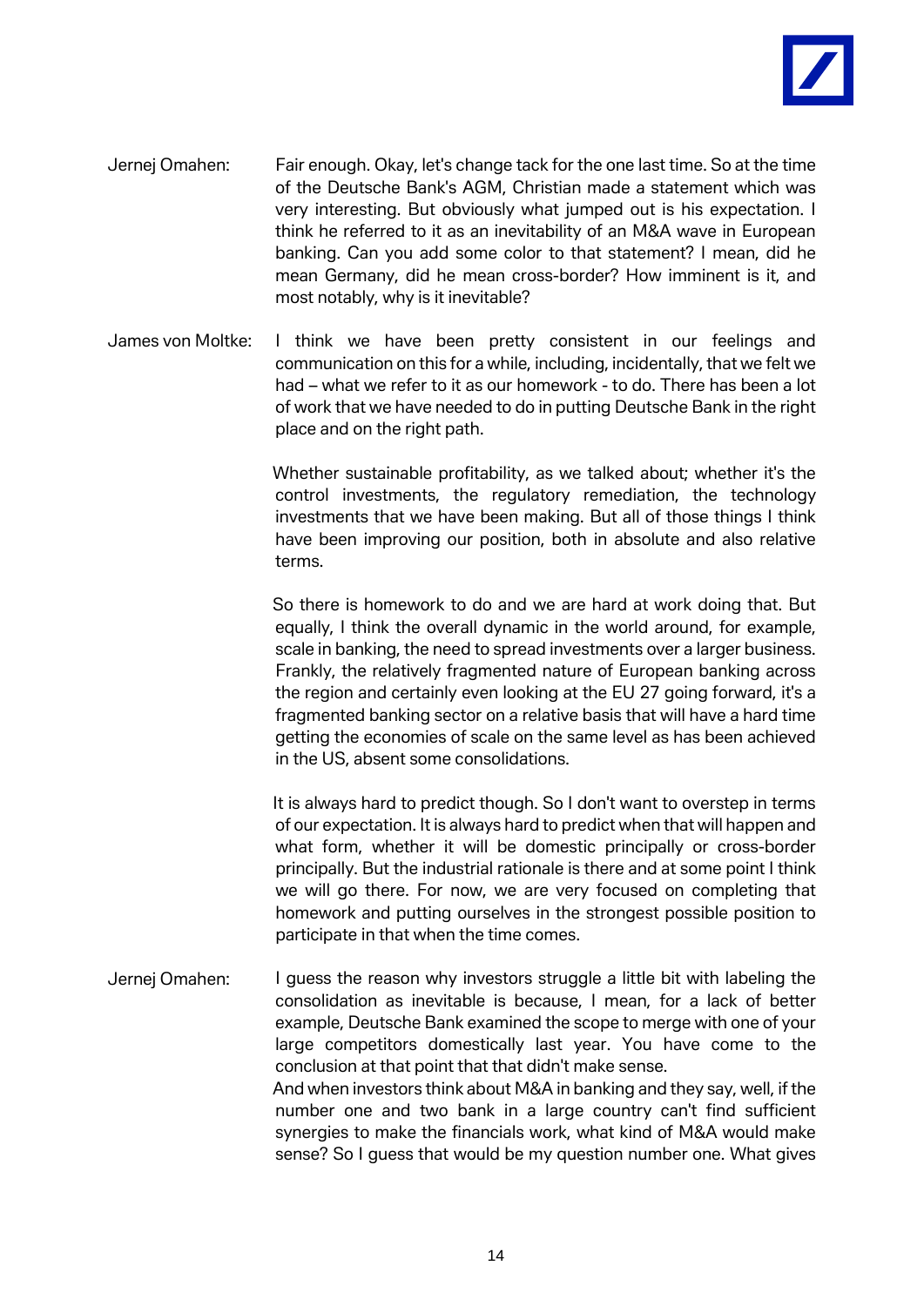**Jernej Omahen:** Fair enough. Okay, let's change tack for the one last time. So at the time of the Deutsche Bank's AGM, Christian made a statement which was very interesting. But obviously what jumped out is his expectation. I think he referred to it as an inevitability of an M&A wave in European banking. Can you add some color to that statement? I mean, did he mean Germany, did he mean cross-border? How imminent is it, and most notably, why is it inevitable?

**James von Moltke:** I think we have been pretty consistent in our feelings and communication on this for a while, including, incidentally, that we felt we had – what we refer to it as our homework - to do. There has been a lot of work that we have needed to do in putting Deutsche Bank in the right place and on the right path.

Whether sustainable profitability, as we talked about; whether it's the control investments, the regulatory remediation, the technology investments that we have been making. But all of those things I think have been improving our position, both in absolute and also relative terms.

So there is homework to do and we are hard at work doing that. But equally, I think the overall dynamic in the world around, for example, scale in banking, the need to spread investments over a larger business. Frankly, the relatively fragmented nature of European banking across the region and certainly even looking at the EU 27 going forward, it's a fragmented banking sector on a relative basis that will have a hard time getting the economies of scale on the same level as has been achieved in the US, absent some consolidations.

It is always hard to predict though. So I don't want to overstep in terms of our expectation. It is always hard to predict when that will happen and what form, whether it will be domestic principally or cross-border principally. But the industrial rationale is there and at some point I think we will go there. For now, we are very focused on completing that homework and putting ourselves in the strongest possible position to participate in that when the time comes.

**Jernej Omahen:** I guess the reason why investors struggle a little bit with labeling the consolidation as inevitable is because, I mean, for a lack of better example, Deutsche Bank examined the scope to merge with one of your large competitors domestically last year. You have come to the conclusion at that point that that didn't make sense.

And when investors think about M&A in banking and they say, well, if the number one and two bank in a large country can't find sufficient synergies to make the financials work, what kind of M&A would make sense? So I guess that would be my question number one. What gives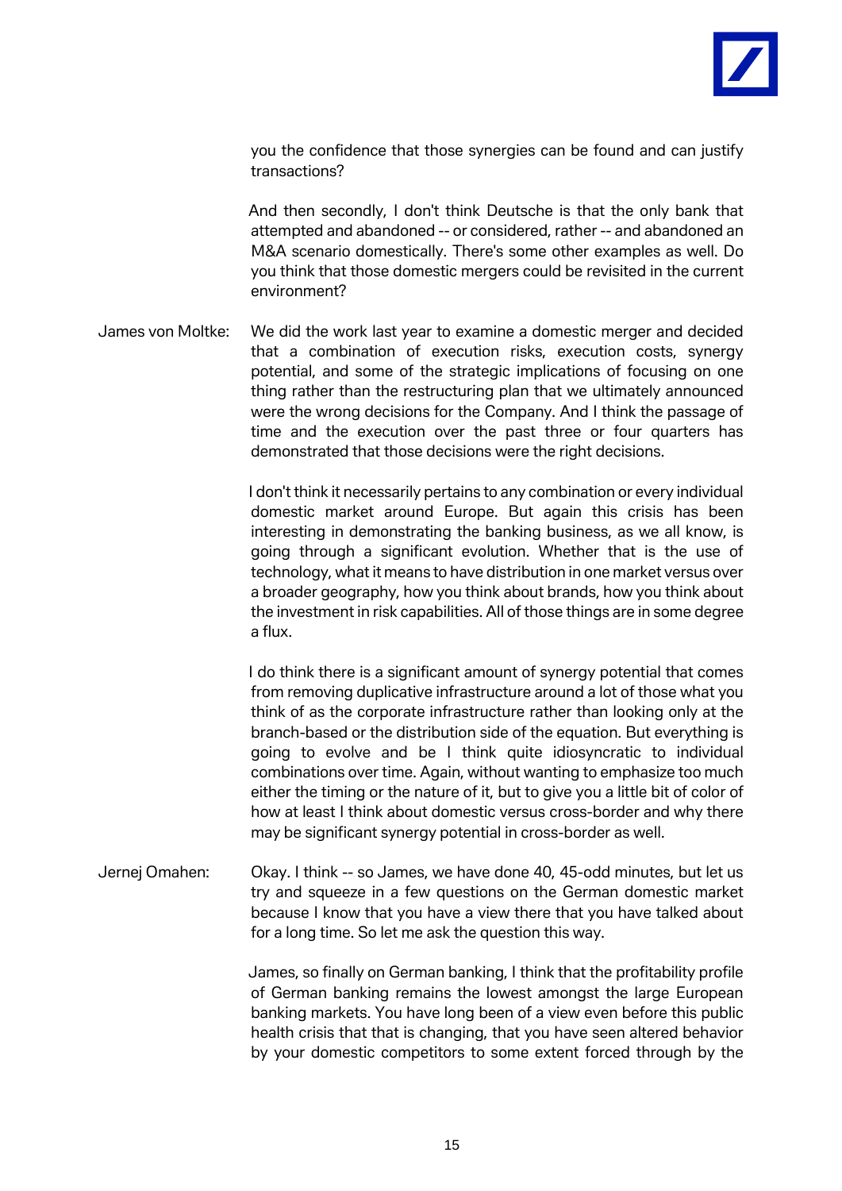you the confidence that those synergies can be found and can justify transactions?

And then secondly, I don't think Deutsche is that the only bank that attempted and abandoned -- or considered, rather -- and abandoned an M&A scenario domestically. There's some other examples as well. Do you think that those domestic mergers could be revisited in the current environment?

James von Moltke: We did the work last year to examine a domestic merger and decided that a combination of execution risks, execution costs, synergy potential, and some of the strategic implications of focusing on one thing rather than the restructuring plan that we ultimately announced were the wrong decisions for the Company. And I think the passage of time and the execution over the past three or four quarters has demonstrated that those decisions were the right decisions.

I don't think it necessarily pertains to any combination or every individual domestic market around Europe. But again this crisis has been interesting in demonstrating the banking business, as we all know, is going through a significant evolution. Whether that is the use of technology, what it means to have distribution in one market versus over a broader geography, how you think about brands, how you think about the investment in risk capabilities. All of those things are in some degree a flux.

I do think there is a significant amount of synergy potential that comes from removing duplicative infrastructure around a lot of those what you think of as the corporate infrastructure rather than looking only at the branch-based or the distribution side of the equation. But everything is going to evolve and be I think quite idiosyncratic to individual combinations over time. Again, without wanting to emphasize too much either the timing or the nature of it, but to give you a little bit of color of how at least I think about domestic versus cross-border and why there may be significant synergy potential in cross-border as well.

Jernej Omahen: Okay. I think -- so James, we have done 40, 45-odd minutes, but let us try and squeeze in a few questions on the German domestic market because I know that you have a view there that you have talked about for a long time. So let me ask the question this way.

James, so finally on German banking, I think that the profitability profile of German banking remains the lowest amongst the large European banking markets. You have long been of a view even before this public health crisis that that is changing, that you have seen altered behavior by your domestic competitors to some extent forced through by the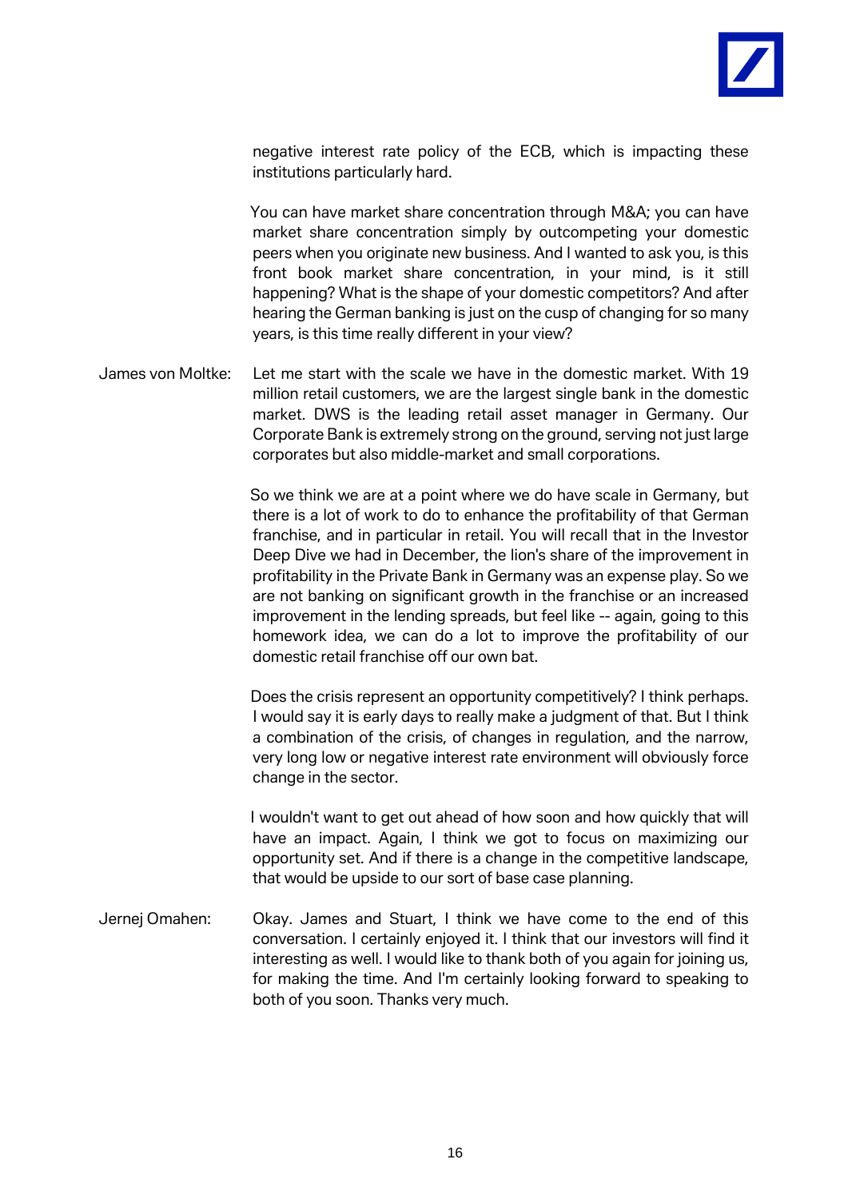negative interest rate policy of the ECB, which is impacting these institutions particularly hard.

You can have market share concentration through M&A; you can have market share concentration simply by outcompeting your domestic peers when you originate new business. And I wanted to ask you, is this front book market share concentration, in your mind, is it still happening? What is the shape of your domestic competitors? And after hearing the German banking is just on the cusp of changing for so many years, is this time really different in your view?

James von Moltke: Let me start with the scale we have in the domestic market. With 19 million retail customers, we are the largest single bank in the domestic market. DWS is the leading retail asset manager in Germany. Our Corporate Bank is extremely strong on the ground, serving not just large corporates but also middle-market and small corporations.

So we think we are at a point where we do have scale in Germany, but there is a lot of work to do to enhance the profitability of that German franchise, and in particular in retail. You will recall that in the Investor Deep Dive we had in December, the lion's share of the improvement in profitability in the Private Bank in Germany was an expense play. So we are not banking on significant growth in the franchise or an increased improvement in the lending spreads, but feel like -- again, going to this homework idea, we can do a lot to improve the profitability of our domestic retail franchise off our own bat.

Does the crisis represent an opportunity competitively? I think perhaps. I would say it is early days to really make a judgment of that. But I think a combination of the crisis, of changes in regulation, and the narrow, very long low or negative interest rate environment will obviously force change in the sector.

I wouldn't want to get out ahead of how soon and how quickly that will have an impact. Again, I think we got to focus on maximizing our opportunity set. And if there is a change in the competitive landscape, that would be upside to our sort of base case planning.

Jernej Omahen: Okay. James and Stuart, I think we have come to the end of this conversation. I certainly enjoyed it. I think that our investors will find it interesting as well. I would like to thank both of you again for joining us, for making the time. And I'm certainly looking forward to speaking to both of you soon. Thanks very much.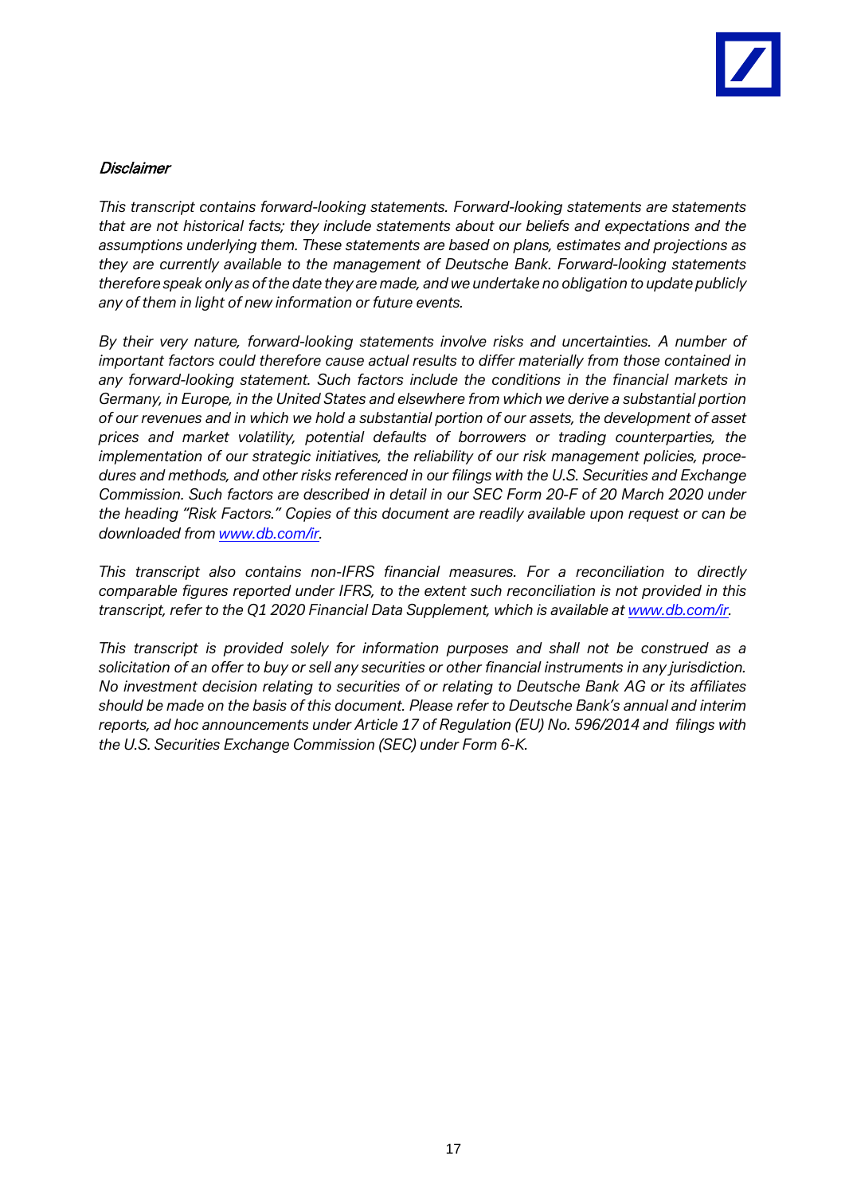*Disclaimer*

*This transcript contains forward-looking statements. Forward-looking statements are statements that are not historical facts; they include statements about our beliefs and expectations and the assumptions underlying them. These statements are based on plans, estimates and projections as they are currently available to the management of Deutsche Bank. Forward-looking statements therefore speak only as of the date they are made, and we undertake no obligation to update publicly any of them in light of new information or future events.*

*By their very nature, forward-looking statements involve risks and uncertainties. A number of important factors could therefore cause actual results to differ materially from those contained in any forward-looking statement. Such factors include the conditions in the financial markets in Germany, in Europe, in the United States and elsewhere from which we derive a substantial portion of our revenues and in which we hold a substantial portion of our assets, the development of asset prices and market volatility, potential defaults of borrowers or trading counterparties, the implementation of our strategic initiatives, the reliability of our risk management policies, procedures and methods, and other risks referenced in our filings with the U.S. Securities and Exchange Commission. Such factors are described in detail in our SEC Form 20-F of 20 March 2020 under the heading "Risk Factors." Copies of this document are readily available upon request or can be downloaded from [www.db.com/ir](www.db.com/ir).*

*This transcript also contains non-IFRS financial measures. For a reconciliation to directly comparable figures reported under IFRS, to the extent such reconciliation is not provided in this transcript, refer to the Q1 2020 Financial Data Supplement, which is available at [www.db.com/ir](www.db.com/ir).*

*This transcript is provided solely for information purposes and shall not be construed as a solicitation of an offer to buy or sell any securities or other financial instruments in any jurisdiction. No investment decision relating to securities of or relating to Deutsche Bank AG or its affiliates should be made on the basis of this document. Please refer to Deutsche Bank's annual and interim reports, ad hoc announcements under Article 17 of Regulation (EU) No. 596/2014 and filings with the U.S. Securities Exchange Commission (SEC) under Form 6-K.*